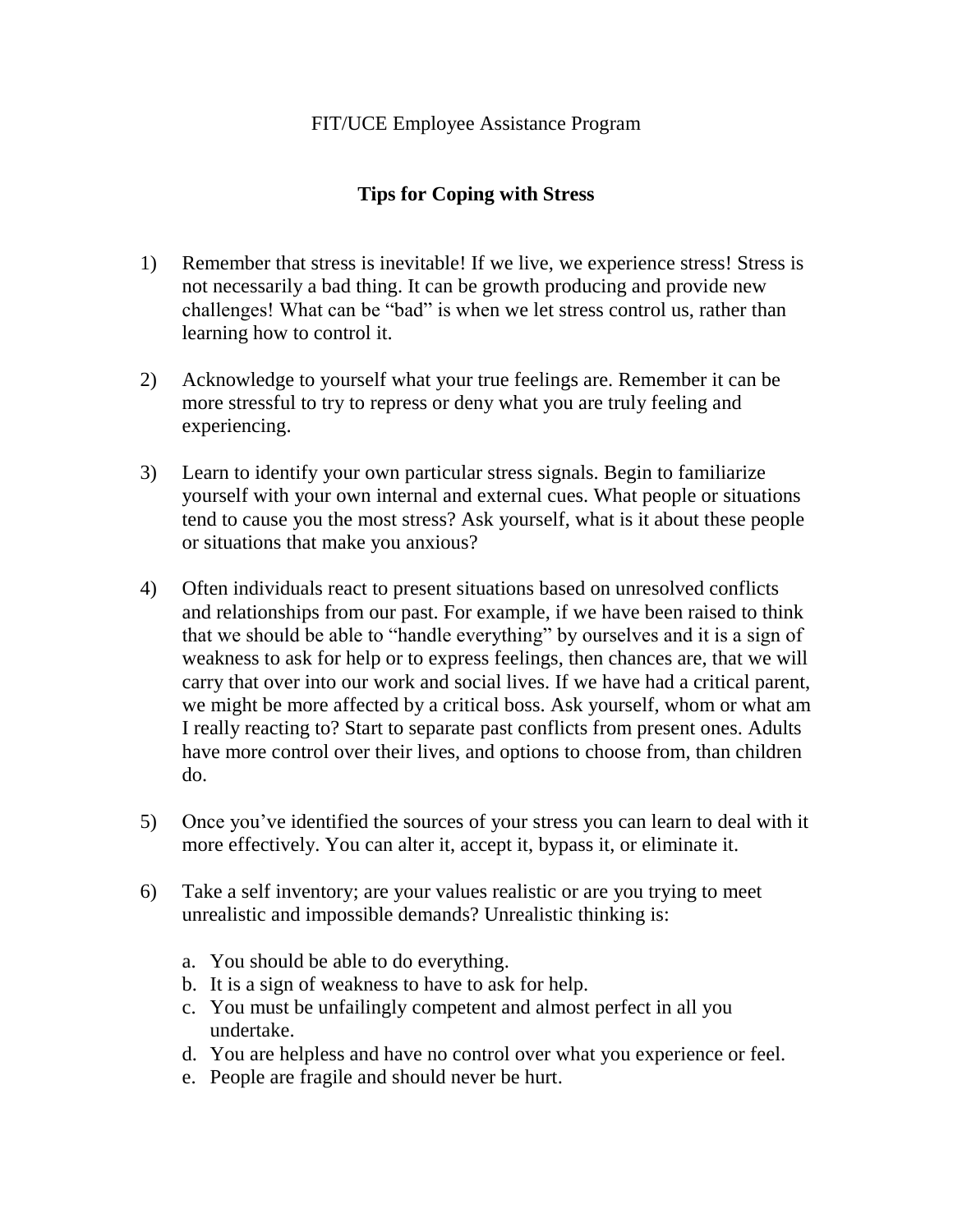FIT/UCE Employee Assistance Program

## Tips for Coping with Stress

1) Remember that stress is inevitable! If we live, we experience stress! Stress is not necessarily a bad thing. It can be growth producing and provide new challenges! What can be "bad" is when we let stress control us, rather than learning how to control it.

2) Acknowledge to yourself what your true feelings are. Remember it can be more stressful to try to repress or deny what you are truly feeling and experiencing.

3) Learn to identify your own particular stress signals. Begin to familiarize yourself with your own internal and external cues. What people or situations tend to cause you the most stress? Ask yourself, what is it about these people or situations that make you anxious?

4) Often individuals react to present situations based on unresolved conflicts and relationships from our past. For example, if we have been raised to think that we should be able to "handle everything" by ourselves and it is a sign of weakness to ask for help or to express feelings, then chances are, that we will carry that over into our work and social lives. If we have had a critical parent, we might be more affected by a critical boss. Ask yourself, whom or what am I really reacting to? Start to separate past conflicts from present ones. Adults have more control over their lives, and options to choose from, than children do.

5) Once you've identified the sources of your stress you can learn to deal with it more effectively. You can alter it, accept it, bypass it, or eliminate it.

6) Take a self inventory; are your values realistic or are you trying to meet unrealistic and impossible demands? Unrealistic thinking is:

    a. You should be able to do everything.
    b. It is a sign of weakness to have to ask for help.
    c. You must be unfailingly competent and almost perfect in all you undertake.
    d. You are helpless and have no control over what you experience or feel.
    e. People are fragile and should never be hurt.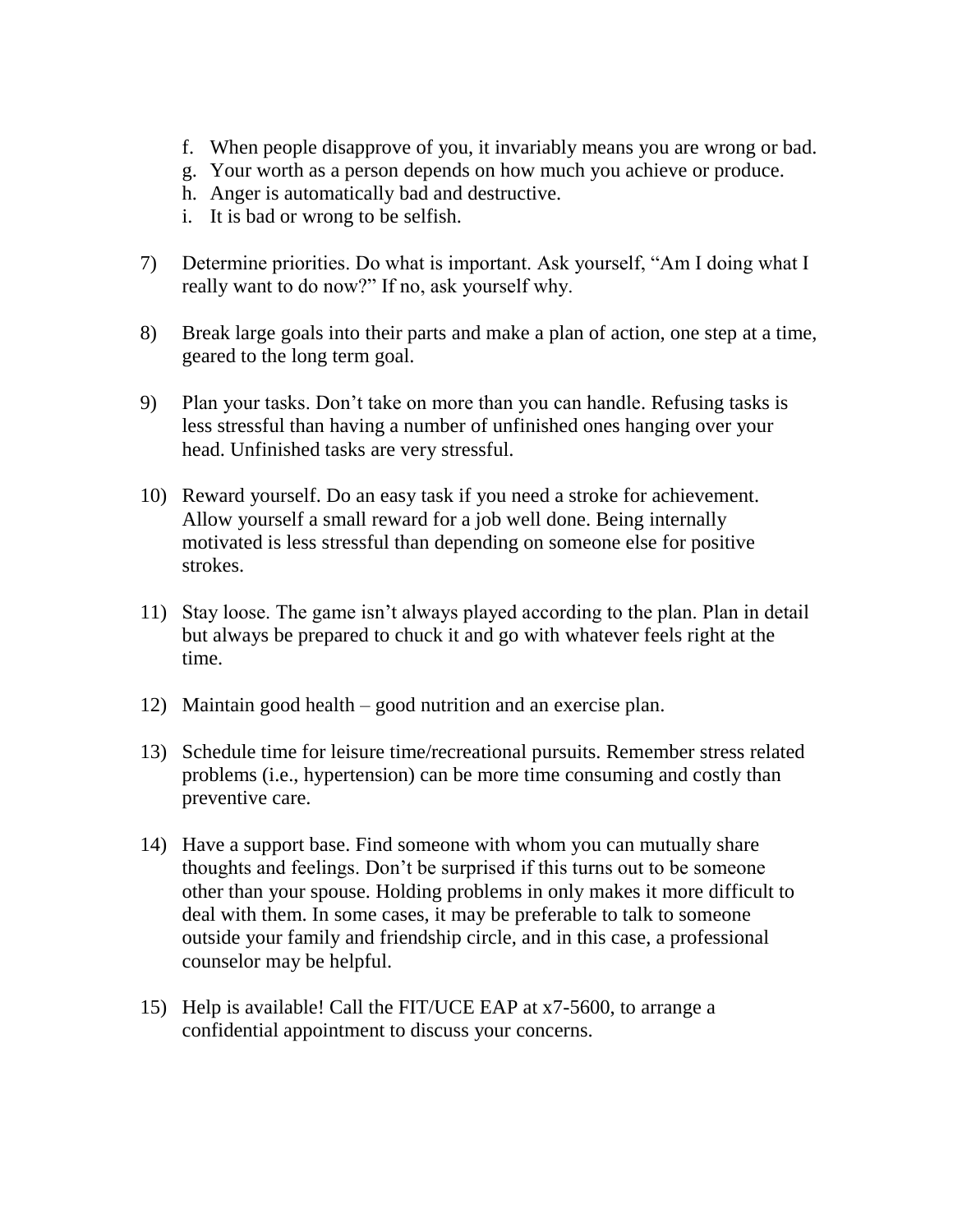f. When people disapprove of you, it invariably means you are wrong or bad.
g. Your worth as a person depends on how much you achieve or produce.
h. Anger is automatically bad and destructive.
i. It is bad or wrong to be selfish.

7) Determine priorities. Do what is important. Ask yourself, "Am I doing what I really want to do now?" If no, ask yourself why.

8) Break large goals into their parts and make a plan of action, one step at a time, geared to the long term goal.

9) Plan your tasks. Don't take on more than you can handle. Refusing tasks is less stressful than having a number of unfinished ones hanging over your head. Unfinished tasks are very stressful.

10) Reward yourself. Do an easy task if you need a stroke for achievement. Allow yourself a small reward for a job well done. Being internally motivated is less stressful than depending on someone else for positive strokes.

11) Stay loose. The game isn't always played according to the plan. Plan in detail but always be prepared to chuck it and go with whatever feels right at the time.

12) Maintain good health – good nutrition and an exercise plan.

13) Schedule time for leisure time/recreational pursuits. Remember stress related problems (i.e., hypertension) can be more time consuming and costly than preventive care.

14) Have a support base. Find someone with whom you can mutually share thoughts and feelings. Don't be surprised if this turns out to be someone other than your spouse. Holding problems in only makes it more difficult to deal with them. In some cases, it may be preferable to talk to someone outside your family and friendship circle, and in this case, a professional counselor may be helpful.

15) Help is available! Call the FIT/UCE EAP at x7-5600, to arrange a confidential appointment to discuss your concerns.